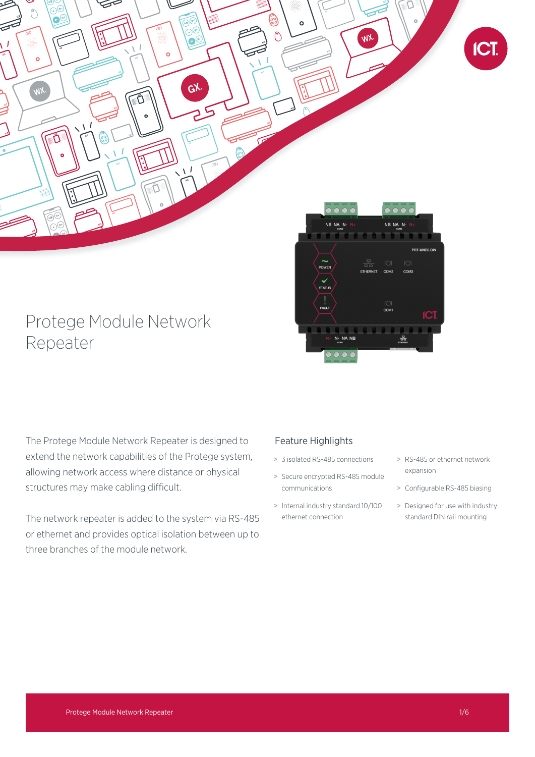# Protege Module Network Repeater

The Protege Module Network Repeater is designed to extend the network capabilities of the Protege system, allowing network access where distance or physical structures may make cabling difficult.

The network repeater is added to the system via RS-485 or ethernet and provides optical isolation between up to three branches of the module network.

## Feature Highlights

- 3 isolated RS-485 connections
- Secure encrypted RS-485 module communications
- Internal industry standard 10/100 ethernet connection
- RS-485 or ethernet network expansion
- Configurable RS-485 biasing
- Designed for use with industry standard DIN rail mounting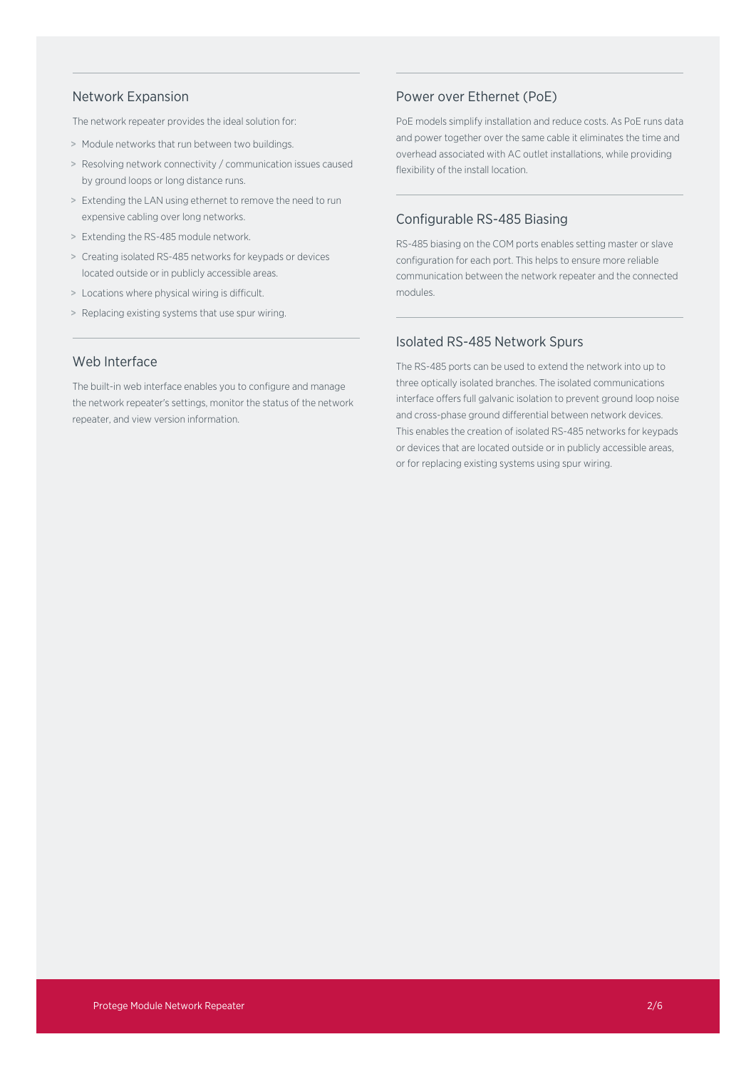## Network Expansion

The network repeater provides the ideal solution for:

> Module networks that run between two buildings.
> Resolving network connectivity / communication issues caused by ground loops or long distance runs.
> Extending the LAN using ethernet to remove the need to run expensive cabling over long networks.
> Extending the RS-485 module network.
> Creating isolated RS-485 networks for keypads or devices located outside or in publicly accessible areas.
> Locations where physical wiring is difficult.
> Replacing existing systems that use spur wiring.

## Web Interface

The built-in web interface enables you to configure and manage the network repeater's settings, monitor the status of the network repeater, and view version information.

## Power over Ethernet (PoE)

PoE models simplify installation and reduce costs. As PoE runs data and power together over the same cable it eliminates the time and overhead associated with AC outlet installations, while providing flexibility of the install location.

## Configurable RS-485 Biasing

RS-485 biasing on the COM ports enables setting master or slave configuration for each port. This helps to ensure more reliable communication between the network repeater and the connected modules.

## Isolated RS-485 Network Spurs

The RS-485 ports can be used to extend the network into up to three optically isolated branches. The isolated communications interface offers full galvanic isolation to prevent ground loop noise and cross-phase ground differential between network devices. This enables the creation of isolated RS-485 networks for keypads or devices that are located outside or in publicly accessible areas, or for replacing existing systems using spur wiring.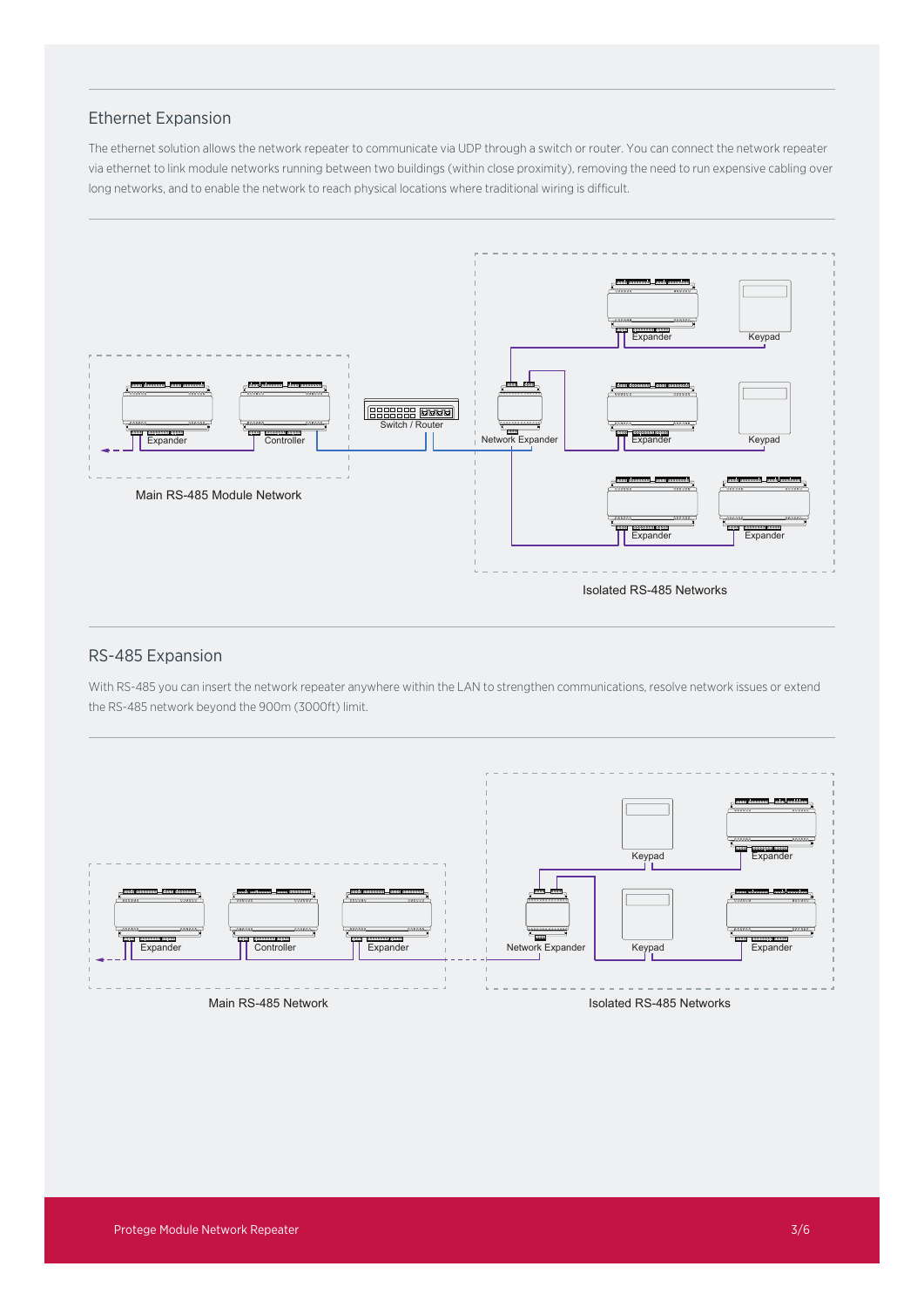## Ethernet Expansion

The ethernet solution allows the network repeater to communicate via UDP through a switch or router. You can connect the network repeater via ethernet to link module networks running between two buildings (within close proximity), removing the need to run expensive cabling over long networks, and to enable the network to reach physical locations where traditional wiring is difficult.

Expander Controller Switch / Router Network Expander Expander Keypad Expander Keypad Expander Expander

Main RS-485 Module Network

Isolated RS-485 Networks

## RS-485 Expansion

With RS-485 you can insert the network repeater anywhere within the LAN to strengthen communications, resolve network issues or extend the RS-485 network beyond the 900m (3000ft) limit.

Expander Controller Expander Network Expander Keypad Expander Keypad Expander

Main RS-485 Network

Isolated RS-485 Networks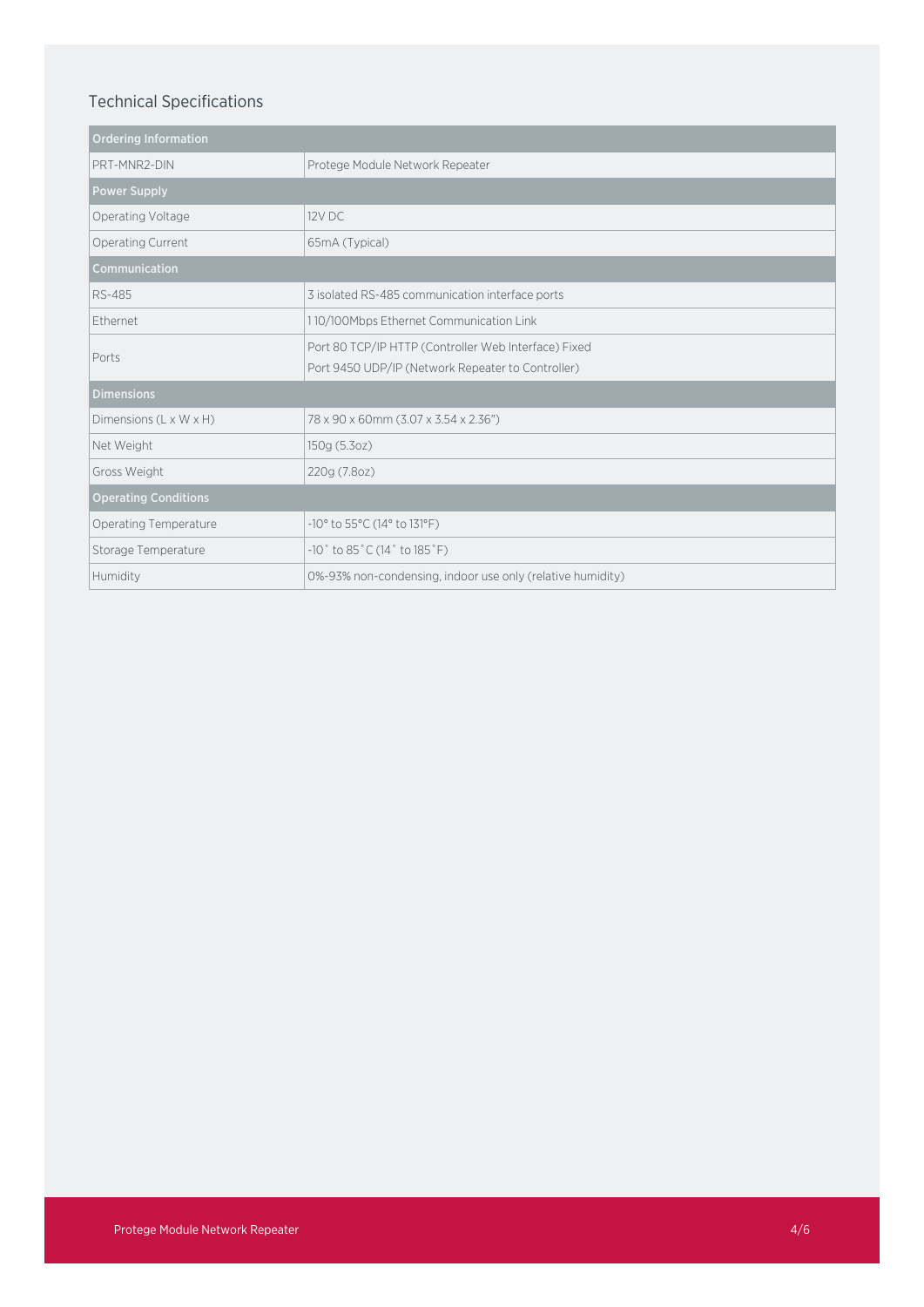## Technical Specifications

| Ordering Information | |
|---|---|
| PRT-MNR2-DIN | Protege Module Network Repeater |
| **Power Supply** | |
| Operating Voltage | 12V DC |
| Operating Current | 65mA (Typical) |
| **Communication** | |
| RS-485 | 3 isolated RS-485 communication interface ports |
| Ethernet | 1 10/100Mbps Ethernet Communication Link |
| Ports | Port 80 TCP/IP HTTP (Controller Web Interface) Fixed<br>Port 9450 UDP/IP (Network Repeater to Controller) |
| **Dimensions** | |
| Dimensions (L x W x H) | 78 x 90 x 60mm (3.07 x 3.54 x 2.36") |
| Net Weight | 150g (5.3oz) |
| Gross Weight | 220g (7.8oz) |
| **Operating Conditions** | |
| Operating Temperature | -10° to 55°C (14° to 131°F) |
| Storage Temperature | -10˚ to 85˚C (14˚ to 185˚F) |
| Humidity | 0%-93% non-condensing, indoor use only (relative humidity) |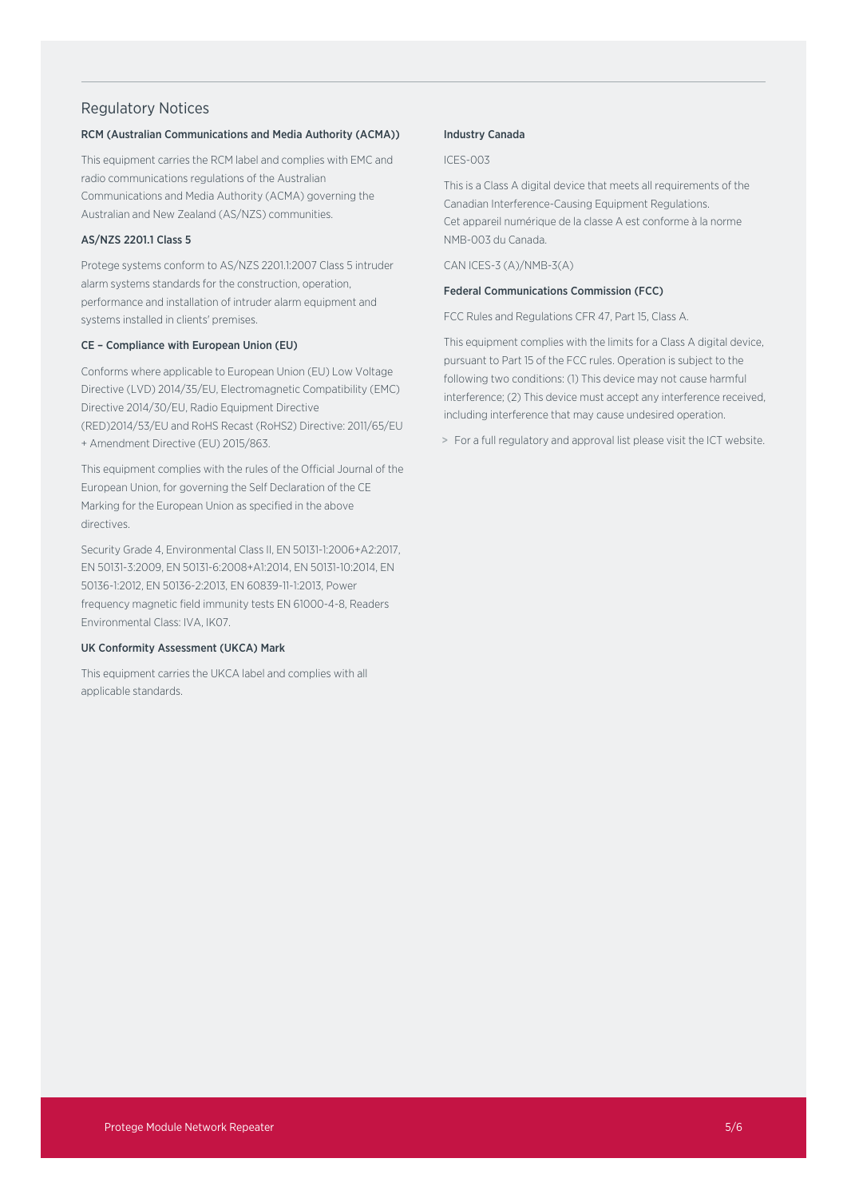## Regulatory Notices

### RCM (Australian Communications and Media Authority (ACMA))

This equipment carries the RCM label and complies with EMC and radio communications regulations of the Australian Communications and Media Authority (ACMA) governing the Australian and New Zealand (AS/NZS) communities.

### AS/NZS 2201.1 Class 5

Protege systems conform to AS/NZS 2201.1:2007 Class 5 intruder alarm systems standards for the construction, operation, performance and installation of intruder alarm equipment and systems installed in clients' premises.

### CE – Compliance with European Union (EU)

Conforms where applicable to European Union (EU) Low Voltage Directive (LVD) 2014/35/EU, Electromagnetic Compatibility (EMC) Directive 2014/30/EU, Radio Equipment Directive (RED)2014/53/EU and RoHS Recast (RoHS2) Directive: 2011/65/EU + Amendment Directive (EU) 2015/863.

This equipment complies with the rules of the Official Journal of the European Union, for governing the Self Declaration of the CE Marking for the European Union as specified in the above directives.

Security Grade 4, Environmental Class II, EN 50131-1:2006+A2:2017, EN 50131-3:2009, EN 50131-6:2008+A1:2014, EN 50131-10:2014, EN 50136-1:2012, EN 50136-2:2013, EN 60839-11-1:2013, Power frequency magnetic field immunity tests EN 61000-4-8, Readers Environmental Class: IVA, IK07.

### UK Conformity Assessment (UKCA) Mark

This equipment carries the UKCA label and complies with all applicable standards.

### Industry Canada

ICES-003

This is a Class A digital device that meets all requirements of the Canadian Interference-Causing Equipment Regulations.
Cet appareil numérique de la classe A est conforme à la norme NMB-003 du Canada.

CAN ICES-3 (A)/NMB-3(A)

### Federal Communications Commission (FCC)

FCC Rules and Regulations CFR 47, Part 15, Class A.

This equipment complies with the limits for a Class A digital device, pursuant to Part 15 of the FCC rules. Operation is subject to the following two conditions: (1) This device may not cause harmful interference; (2) This device must accept any interference received, including interference that may cause undesired operation.

> For a full regulatory and approval list please visit the ICT website.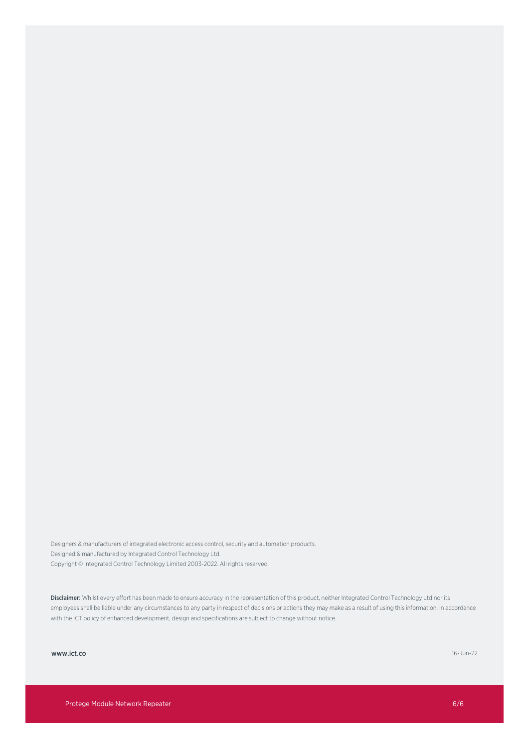Designers & manufacturers of integrated electronic access control, security and automation products.
Designed & manufactured by Integrated Control Technology Ltd.
Copyright © Integrated Control Technology Limited 2003-2022. All rights reserved.

**Disclaimer:** Whilst every effort has been made to ensure accuracy in the representation of this product, neither Integrated Control Technology Ltd nor its employees shall be liable under any circumstances to any party in respect of decisions or actions they may make as a result of using this information. In accordance with the ICT policy of enhanced development, design and specifications are subject to change without notice.

**www.ict.co**

16-Jun-22